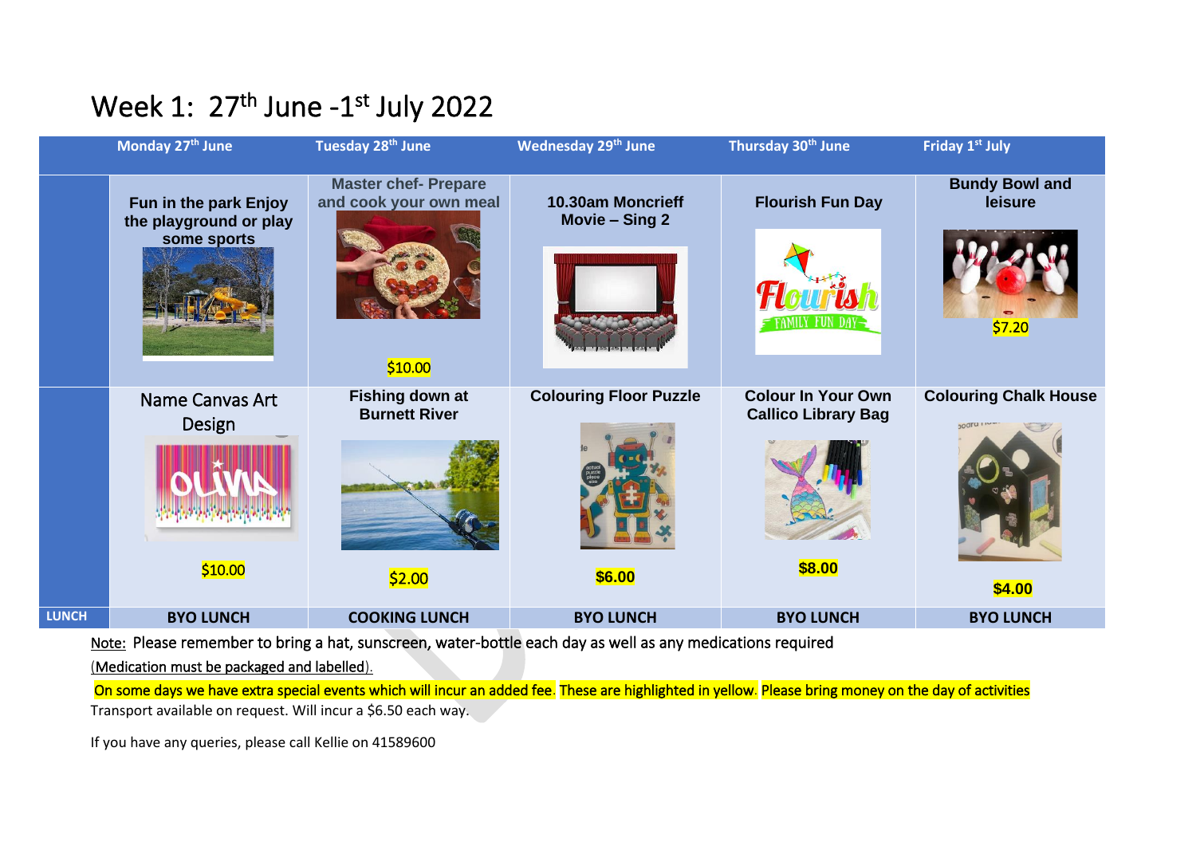# Week 1: 27th June -1st July 2022

| | Monday 27th June | Tuesday 28th June | Wednesday 29th June | Thursday 30th June | Friday 1st July |
|---|---|---|---|---|---|
| | **Fun in the park Enjoy the playground or play some sports** | **Master chef- Prepare and cook your own meal** $10.00 | **10.30am Moncrieff Movie – Sing 2** | **Flourish Fun Day** | **Bundy Bowl and leisure** $7.20 |
| | Name Canvas Art Design $10.00 | **Fishing down at Burnett River** $2.00 | **Colouring Floor Puzzle** **$6.00** | **Colour In Your Own Callico Library Bag** **$8.00** | **Colouring Chalk House** **$4.00** |
| **LUNCH** | **BYO LUNCH** | **COOKING LUNCH** | **BYO LUNCH** | **BYO LUNCH** | **BYO LUNCH** |

Note: Please remember to bring a hat, sunscreen, water-bottle each day as well as any medications required (Medication must be packaged and labelled).

On some days we have extra special events which will incur an added fee. These are highlighted in yellow. Please bring money on the day of activities

Transport available on request. Will incur a $6.50 each way.

If you have any queries, please call Kellie on 41589600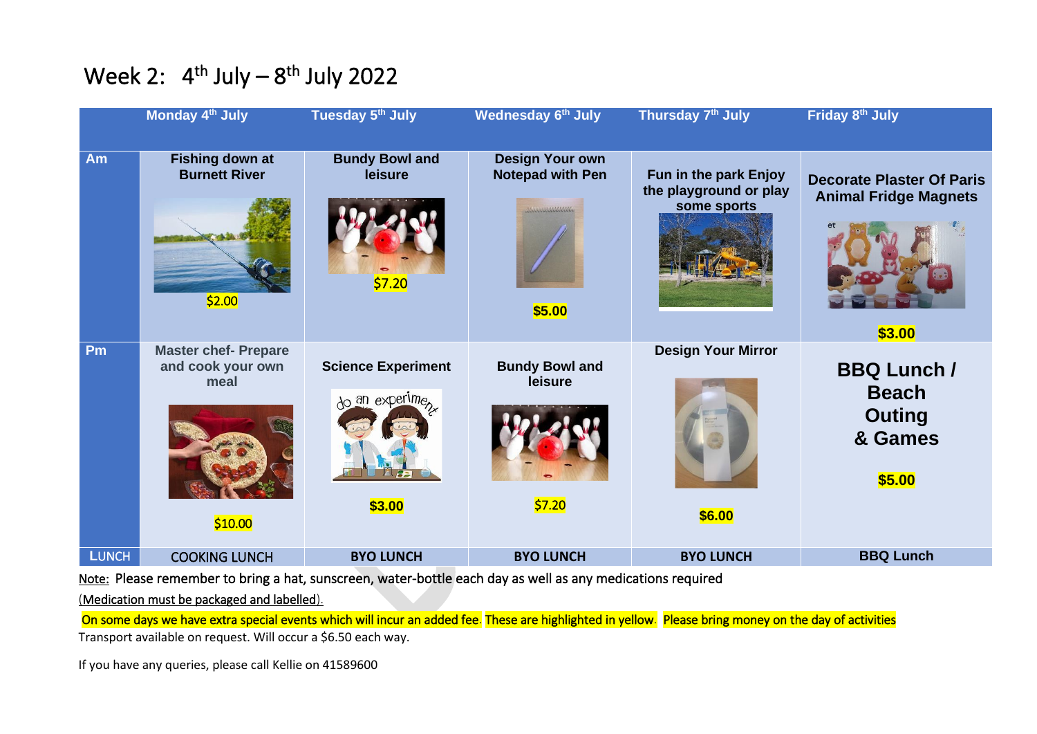# Week 2: 4th July – 8th July 2022

| | Monday 4th July | Tuesday 5th July | Wednesday 6th July | Thursday 7th July | Friday 8th July |
|---|---|---|---|---|---|
| **Am** | **Fishing down at Burnett River** $2.00 | **Bundy Bowl and leisure** $7.20 | **Design Your own Notepad with Pen** **$5.00** | **Fun in the park Enjoy the playground or play some sports** | **Decorate Plaster Of Paris Animal Fridge Magnets** **$3.00** |
| **Pm** | **Master chef- Prepare and cook your own meal** $10.00 | **Science Experiment** **$3.00** | **Bundy Bowl and leisure** $7.20 | **Design Your Mirror** **$6.00** | **BBQ Lunch / Beach Outing & Games** **$5.00** |
| **LUNCH** | COOKING LUNCH | **BYO LUNCH** | **BYO LUNCH** | **BYO LUNCH** | **BBQ Lunch** |

Note: Please remember to bring a hat, sunscreen, water-bottle each day as well as any medications required

(Medication must be packaged and labelled).

On some days we have extra special events which will incur an added fee. These are highlighted in yellow. Please bring money on the day of activities

Transport available on request. Will occur a $6.50 each way.

If you have any queries, please call Kellie on 41589600